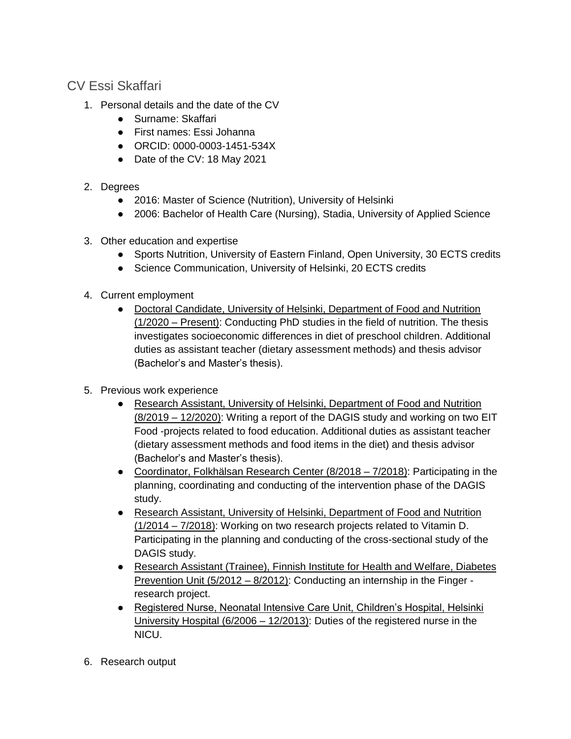# CV Essi Skaffari

1. Personal details and the date of the CV
    - Surname: Skaffari
    - First names: Essi Johanna
    - ORCID: 0000-0003-1451-534X
    - Date of the CV: 18 May 2021

2. Degrees
    - 2016: Master of Science (Nutrition), University of Helsinki
    - 2006: Bachelor of Health Care (Nursing), Stadia, University of Applied Science

3. Other education and expertise
    - Sports Nutrition, University of Eastern Finland, Open University, 30 ECTS credits
    - Science Communication, University of Helsinki, 20 ECTS credits

4. Current employment
    - Doctoral Candidate, University of Helsinki, Department of Food and Nutrition (1/2020 – Present): Conducting PhD studies in the field of nutrition. The thesis investigates socioeconomic differences in diet of preschool children. Additional duties as assistant teacher (dietary assessment methods) and thesis advisor (Bachelor's and Master's thesis).

5. Previous work experience
    - Research Assistant, University of Helsinki, Department of Food and Nutrition (8/2019 – 12/2020): Writing a report of the DAGIS study and working on two EIT Food -projects related to food education. Additional duties as assistant teacher (dietary assessment methods and food items in the diet) and thesis advisor (Bachelor's and Master's thesis).
    - Coordinator, Folkhälsan Research Center (8/2018 – 7/2018): Participating in the planning, coordinating and conducting of the intervention phase of the DAGIS study.
    - Research Assistant, University of Helsinki, Department of Food and Nutrition (1/2014 – 7/2018): Working on two research projects related to Vitamin D. Participating in the planning and conducting of the cross-sectional study of the DAGIS study.
    - Research Assistant (Trainee), Finnish Institute for Health and Welfare, Diabetes Prevention Unit (5/2012 – 8/2012): Conducting an internship in the Finger -research project.
    - Registered Nurse, Neonatal Intensive Care Unit, Children's Hospital, Helsinki University Hospital (6/2006 – 12/2013): Duties of the registered nurse in the NICU.

6. Research output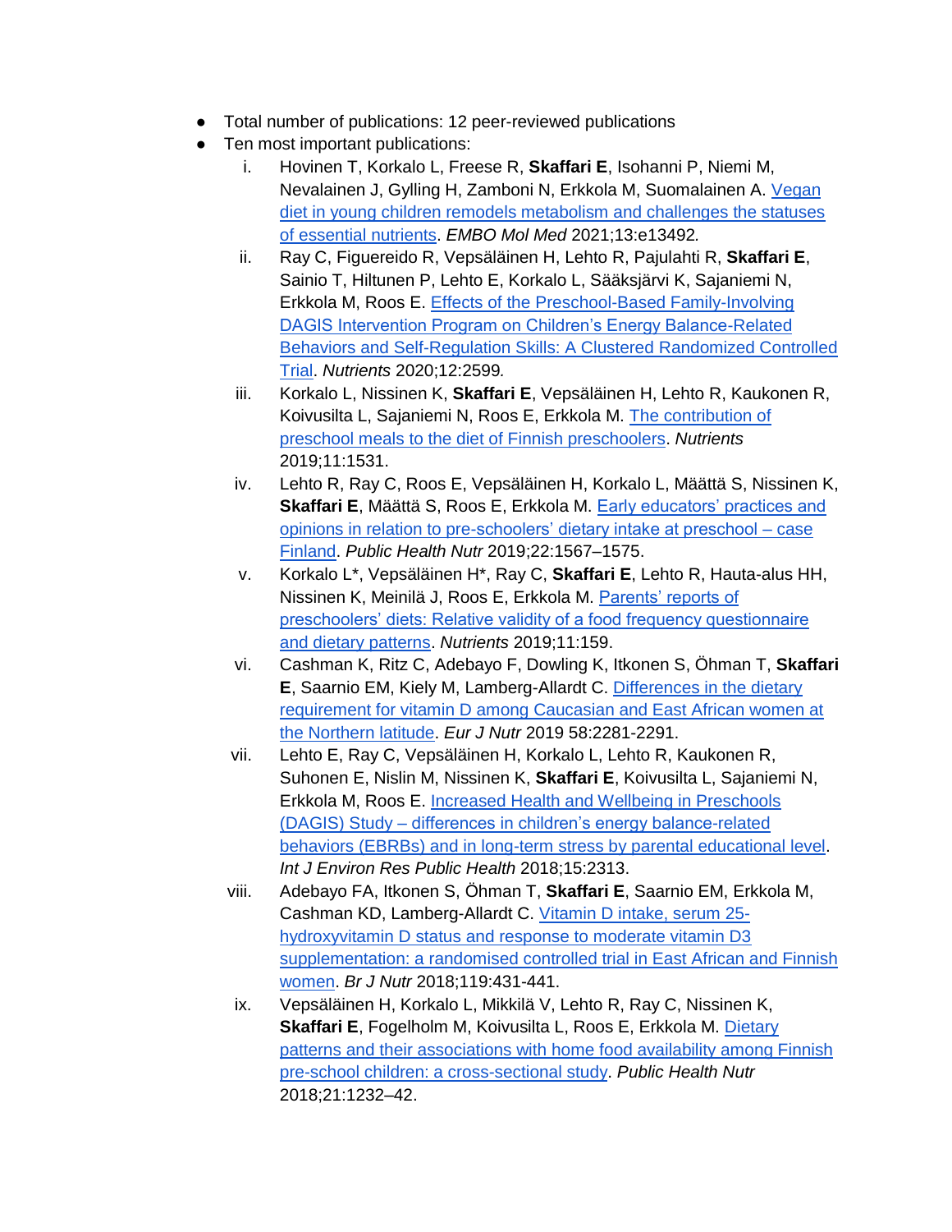- Total number of publications: 12 peer-reviewed publications
- Ten most important publications:
    i. Hovinen T, Korkalo L, Freese R, **Skaffari E**, Isohanni P, Niemi M, Nevalainen J, Gylling H, Zamboni N, Erkkola M, Suomalainen A. Vegan diet in young children remodels metabolism and challenges the statuses of essential nutrients. *EMBO Mol Med* 2021;13:e13492*.*
    ii. Ray C, Figuereido R, Vepsäläinen H, Lehto R, Pajulahti R, **Skaffari E**, Sainio T, Hiltunen P, Lehto E, Korkalo L, Sääksjärvi K, Sajaniemi N, Erkkola M, Roos E. Effects of the Preschool-Based Family-Involving DAGIS Intervention Program on Children's Energy Balance-Related Behaviors and Self-Regulation Skills: A Clustered Randomized Controlled Trial. *Nutrients* 2020;12:2599*.*
    iii. Korkalo L, Nissinen K, **Skaffari E**, Vepsäläinen H, Lehto R, Kaukonen R, Koivusilta L, Sajaniemi N, Roos E, Erkkola M. The contribution of preschool meals to the diet of Finnish preschoolers. *Nutrients* 2019;11:1531.
    iv. Lehto R, Ray C, Roos E, Vepsäläinen H, Korkalo L, Määttä S, Nissinen K, **Skaffari E**, Määttä S, Roos E, Erkkola M. Early educators' practices and opinions in relation to pre-schoolers' dietary intake at preschool – case Finland. *Public Health Nutr* 2019;22:1567–1575.
    v. Korkalo L*, Vepsäläinen H*, Ray C, **Skaffari E**, Lehto R, Hauta-alus HH, Nissinen K, Meinilä J, Roos E, Erkkola M. Parents' reports of preschoolers' diets: Relative validity of a food frequency questionnaire and dietary patterns. *Nutrients* 2019;11:159.
    vi. Cashman K, Ritz C, Adebayo F, Dowling K, Itkonen S, Öhman T, **Skaffari E**, Saarnio EM, Kiely M, Lamberg-Allardt C. Differences in the dietary requirement for vitamin D among Caucasian and East African women at the Northern latitude. *Eur J Nutr* 2019 58:2281-2291.
    vii. Lehto E, Ray C, Vepsäläinen H, Korkalo L, Lehto R, Kaukonen R, Suhonen E, Nislin M, Nissinen K, **Skaffari E**, Koivusilta L, Sajaniemi N, Erkkola M, Roos E. Increased Health and Wellbeing in Preschools (DAGIS) Study – differences in children's energy balance-related behaviors (EBRBs) and in long-term stress by parental educational level. *Int J Environ Res Public Health* 2018;15:2313.
    viii. Adebayo FA, Itkonen S, Öhman T, **Skaffari E**, Saarnio EM, Erkkola M, Cashman KD, Lamberg-Allardt C. Vitamin D intake, serum 25-hydroxyvitamin D status and response to moderate vitamin D3 supplementation: a randomised controlled trial in East African and Finnish women. *Br J Nutr* 2018;119:431-441.
    ix. Vepsäläinen H, Korkalo L, Mikkilä V, Lehto R, Ray C, Nissinen K, **Skaffari E**, Fogelholm M, Koivusilta L, Roos E, Erkkola M. Dietary patterns and their associations with home food availability among Finnish pre-school children: a cross-sectional study. *Public Health Nutr* 2018;21:1232–42.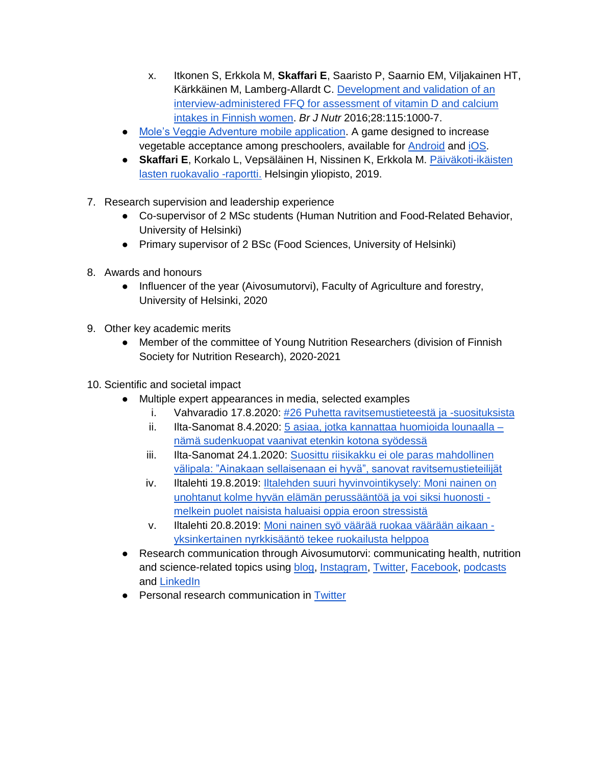x. Itkonen S, Erkkola M, **Skaffari E**, Saaristo P, Saarnio EM, Viljakainen HT, Kärkkäinen M, Lamberg-Allardt C. Development and validation of an interview-administered FFQ for assessment of vitamin D and calcium intakes in Finnish women. *Br J Nutr* 2016;28:115:1000-7.

- Mole's Veggie Adventure mobile application. A game designed to increase vegetable acceptance among preschoolers, available for Android and iOS.
- **Skaffari E**, Korkalo L, Vepsäläinen H, Nissinen K, Erkkola M. Päiväkoti-ikäisten lasten ruokavalio -raportti. Helsingin yliopisto, 2019.

7. Research supervision and leadership experience
   - Co-supervisor of 2 MSc students (Human Nutrition and Food-Related Behavior, University of Helsinki)
   - Primary supervisor of 2 BSc (Food Sciences, University of Helsinki)

8. Awards and honours
   - Influencer of the year (Aivosumutorvi), Faculty of Agriculture and forestry, University of Helsinki, 2020

9. Other key academic merits
   - Member of the committee of Young Nutrition Researchers (division of Finnish Society for Nutrition Research), 2020-2021

10. Scientific and societal impact
    - Multiple expert appearances in media, selected examples
      i. Vahvaradio 17.8.2020: #26 Puhetta ravitsemustieteestä ja -suosituksista
      ii. Ilta-Sanomat 8.4.2020: 5 asiaa, jotka kannattaa huomioida lounaalla – nämä sudenkuopat vaanivat etenkin kotona syödessä
      iii. Ilta-Sanomat 24.1.2020: Suosittu riisikakku ei ole paras mahdollinen välipala: "Ainakaan sellaisenaan ei hyvä", sanovat ravitsemustieteilijät
      iv. Iltalehti 19.8.2019: Iltalehden suuri hyvinvointikysely: Moni nainen on unohtanut kolme hyvän elämän perussääntöä ja voi siksi huonosti - melkein puolet naisista haluaisi oppia eroon stressistä
      v. Iltalehti 20.8.2019: Moni nainen syö väärää ruokaa väärään aikaan - yksinkertainen nyrkkisääntö tekee ruokailusta helppoa
    - Research communication through Aivosumutorvi: communicating health, nutrition and science-related topics using blog, Instagram, Twitter, Facebook, podcasts and LinkedIn
    - Personal research communication in Twitter